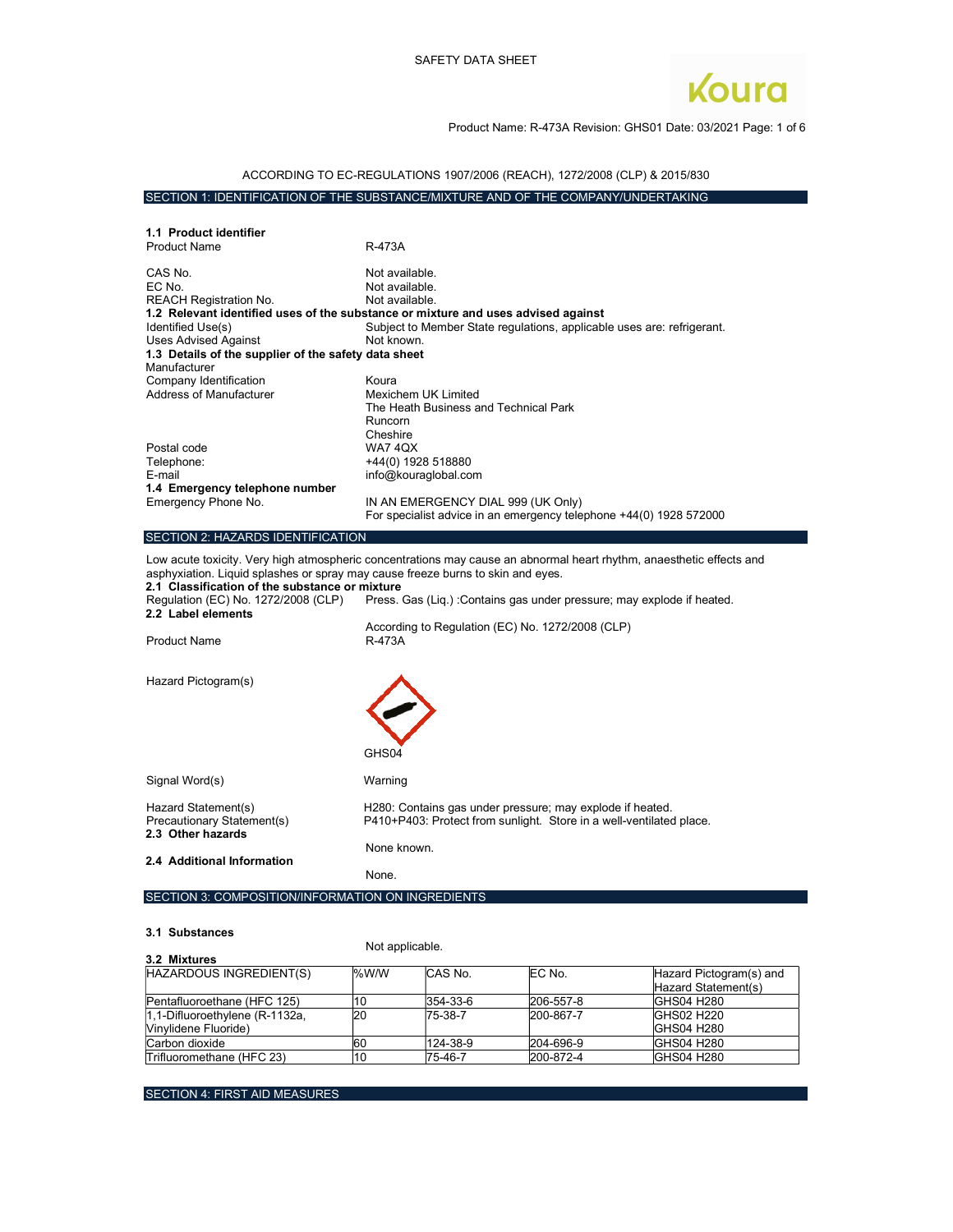SAFETY DATA SHEET

ACCORDING TO EC-REGULATIONS 1907/2006 (REACH), 1272/2008 (CLP) & 2015/830

## SECTION 1: IDENTIFICATION OF THE SUBSTANCE/MIXTURE AND OF THE COMPANY/UNDERTAKING

**1.1 Product identifier**

| | |
|---|---|
| Product Name | R-473A |
| CAS No. | Not available. |
| EC No. | Not available. |
| REACH Registration No. | Not available. |

**1.2 Relevant identified uses of the substance or mixture and uses advised against**

| | |
|---|---|
| Identified Use(s) | Subject to Member State regulations, applicable uses are: refrigerant. |
| Uses Advised Against | Not known. |

**1.3 Details of the supplier of the safety data sheet**

Manufacturer

| | |
|---|---|
| Company Identification | Koura |
| Address of Manufacturer | Mexichem UK Limited<br>The Heath Business and Technical Park<br>Runcorn<br>Cheshire |
| Postal code | WA7 4QX |
| Telephone: | +44(0) 1928 518880 |
| E-mail | info@kouraglobal.com |

**1.4 Emergency telephone number**

| | |
|---|---|
| Emergency Phone No. | IN AN EMERGENCY DIAL 999 (UK Only)<br>For specialist advice in an emergency telephone +44(0) 1928 572000 |

## SECTION 2: HAZARDS IDENTIFICATION

Low acute toxicity. Very high atmospheric concentrations may cause an abnormal heart rhythm, anaesthetic effects and asphyxiation. Liquid splashes or spray may cause freeze burns to skin and eyes.

**2.1 Classification of the substance or mixture**

Regulation (EC) No. 1272/2008 (CLP) Press. Gas (Liq.) :Contains gas under pressure; may explode if heated.

**2.2 Label elements**

According to Regulation (EC) No. 1272/2008 (CLP)

| | |
|---|---|
| Product Name | R-473A |
| Hazard Pictogram(s) | GHS04 |
| Signal Word(s) | Warning |
| Hazard Statement(s) | H280: Contains gas under pressure; may explode if heated. |
| Precautionary Statement(s) | P410+P403: Protect from sunlight. Store in a well-ventilated place. |

**2.3 Other hazards**

None known.

**2.4 Additional Information**

None.

## SECTION 3: COMPOSITION/INFORMATION ON INGREDIENTS

**3.1 Substances**

Not applicable.

**3.2 Mixtures**

| HAZARDOUS INGREDIENT(S) | %W/W | CAS No. | EC No. | Hazard Pictogram(s) and Hazard Statement(s) |
|---|---|---|---|---|
| Pentafluoroethane (HFC 125) | 10 | 354-33-6 | 206-557-8 | GHS04 H280 |
| 1,1-Difluoroethylene (R-1132a, Vinylidene Fluoride) | 20 | 75-38-7 | 200-867-7 | GHS02 H220<br>GHS04 H280 |
| Carbon dioxide | 60 | 124-38-9 | 204-696-9 | GHS04 H280 |
| Trifluoromethane (HFC 23) | 10 | 75-46-7 | 200-872-4 | GHS04 H280 |

## SECTION 4: FIRST AID MEASURES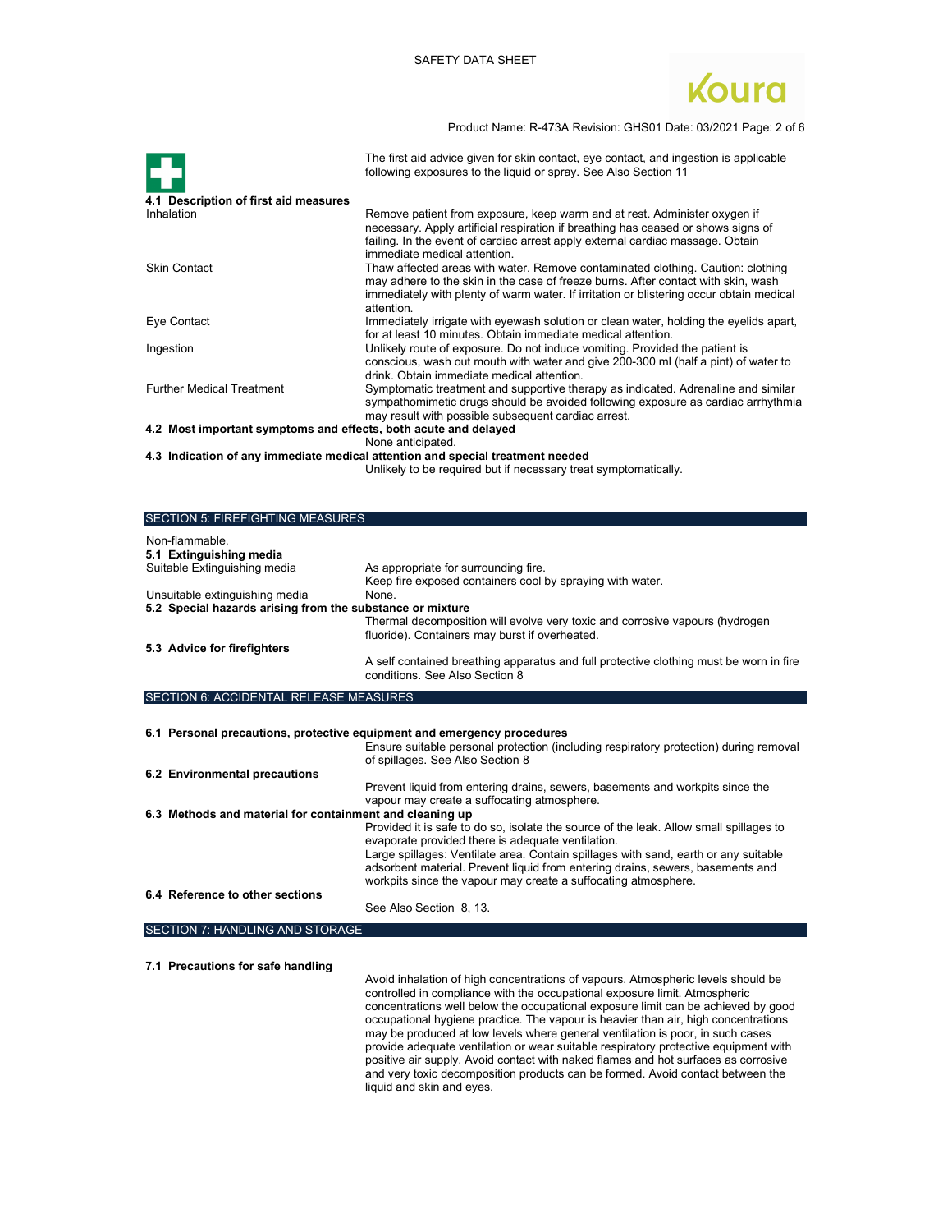The first aid advice given for skin contact, eye contact, and ingestion is applicable following exposures to the liquid or spray. See Also Section 11

**4.1 Description of first aid measures**

| | |
|---|---|
| Inhalation | Remove patient from exposure, keep warm and at rest. Administer oxygen if necessary. Apply artificial respiration if breathing has ceased or shows signs of failing. In the event of cardiac arrest apply external cardiac massage. Obtain immediate medical attention. |
| Skin Contact | Thaw affected areas with water. Remove contaminated clothing. Caution: clothing may adhere to the skin in the case of freeze burns. After contact with skin, wash immediately with plenty of warm water. If irritation or blistering occur obtain medical attention. |
| Eye Contact | Immediately irrigate with eyewash solution or clean water, holding the eyelids apart, for at least 10 minutes. Obtain immediate medical attention. |
| Ingestion | Unlikely route of exposure. Do not induce vomiting. Provided the patient is conscious, wash out mouth with water and give 200-300 ml (half a pint) of water to drink. Obtain immediate medical attention. |
| Further Medical Treatment | Symptomatic treatment and supportive therapy as indicated. Adrenaline and similar sympathomimetic drugs should be avoided following exposure as cardiac arrhythmia may result with possible subsequent cardiac arrest. |

**4.2 Most important symptoms and effects, both acute and delayed**

None anticipated.

**4.3 Indication of any immediate medical attention and special treatment needed**

Unlikely to be required but if necessary treat symptomatically.

## SECTION 5: FIREFIGHTING MEASURES

Non-flammable.

**5.1 Extinguishing media**

| | |
|---|---|
| Suitable Extinguishing media | As appropriate for surrounding fire. Keep fire exposed containers cool by spraying with water. |
| Unsuitable extinguishing media | None. |

**5.2 Special hazards arising from the substance or mixture**

Thermal decomposition will evolve very toxic and corrosive vapours (hydrogen fluoride). Containers may burst if overheated.

**5.3 Advice for firefighters**

A self contained breathing apparatus and full protective clothing must be worn in fire conditions. See Also Section 8

## SECTION 6: ACCIDENTAL RELEASE MEASURES

**6.1 Personal precautions, protective equipment and emergency procedures**

Ensure suitable personal protection (including respiratory protection) during removal of spillages. See Also Section 8

**6.2 Environmental precautions**

Prevent liquid from entering drains, sewers, basements and workpits since the vapour may create a suffocating atmosphere.

**6.3 Methods and material for containment and cleaning up**

Provided it is safe to do so, isolate the source of the leak. Allow small spillages to evaporate provided there is adequate ventilation.

Large spillages: Ventilate area. Contain spillages with sand, earth or any suitable adsorbent material. Prevent liquid from entering drains, sewers, basements and workpits since the vapour may create a suffocating atmosphere.

**6.4 Reference to other sections**

See Also Section 8, 13.

## SECTION 7: HANDLING AND STORAGE

**7.1 Precautions for safe handling**

Avoid inhalation of high concentrations of vapours. Atmospheric levels should be controlled in compliance with the occupational exposure limit. Atmospheric concentrations well below the occupational exposure limit can be achieved by good occupational hygiene practice. The vapour is heavier than air, high concentrations may be produced at low levels where general ventilation is poor, in such cases provide adequate ventilation or wear suitable respiratory protective equipment with positive air supply. Avoid contact with naked flames and hot surfaces as corrosive and very toxic decomposition products can be formed. Avoid contact between the liquid and skin and eyes.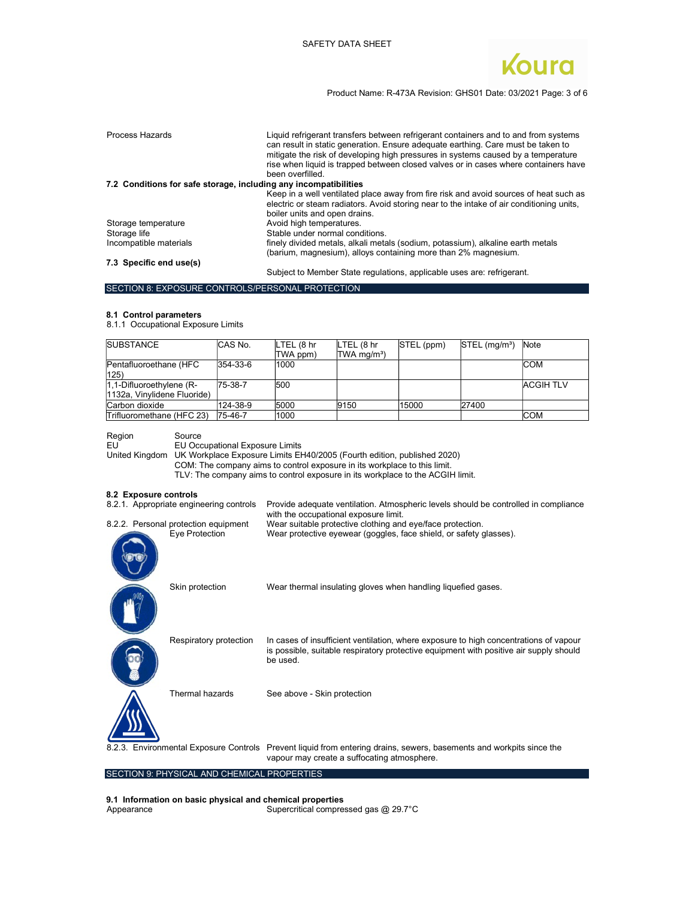| | |
|---|---|
| Process Hazards | Liquid refrigerant transfers between refrigerant containers and to and from systems can result in static generation. Ensure adequate earthing. Care must be taken to mitigate the risk of developing high pressures in systems caused by a temperature rise when liquid is trapped between closed valves or in cases where containers have been overfilled. |

**7.2 Conditions for safe storage, including any incompatibilities**

Keep in a well ventilated place away from fire risk and avoid sources of heat such as electric or steam radiators. Avoid storing near to the intake of air conditioning units, boiler units and open drains.

| | |
|---|---|
| Storage temperature | Avoid high temperatures. |
| Storage life | Stable under normal conditions. |
| Incompatible materials | finely divided metals, alkali metals (sodium, potassium), alkaline earth metals (barium, magnesium), alloys containing more than 2% magnesium. |

**7.3 Specific end use(s)**

Subject to Member State regulations, applicable uses are: refrigerant.

## SECTION 8: EXPOSURE CONTROLS/PERSONAL PROTECTION

**8.1 Control parameters**

8.1.1 Occupational Exposure Limits

| SUBSTANCE | CAS No. | LTEL (8 hr TWA ppm) | LTEL (8 hr TWA mg/m³) | STEL (ppm) | STEL (mg/m³) | Note |
|---|---|---|---|---|---|---|
| Pentafluoroethane (HFC 125) | 354-33-6 | 1000 | | | | COM |
| 1,1-Difluoroethylene (R-1132a, Vinylidene Fluoride) | 75-38-7 | 500 | | | | ACGIH TLV |
| Carbon dioxide | 124-38-9 | 5000 | 9150 | 15000 | 27400 | |
| Trifluoromethane (HFC 23) | 75-46-7 | 1000 | | | | COM |

| Region | Source |
|---|---|
| EU | EU Occupational Exposure Limits |
| United Kingdom | UK Workplace Exposure Limits EH40/2005 (Fourth edition, published 2020) |

COM: The company aims to control exposure in its workplace to this limit.
TLV: The company aims to control exposure in its workplace to the ACGIH limit.

**8.2 Exposure controls**

| | |
|---|---|
| 8.2.1. Appropriate engineering controls | Provide adequate ventilation. Atmospheric levels should be controlled in compliance with the occupational exposure limit. |
| 8.2.2. Personal protection equipment | Wear suitable protective clothing and eye/face protection. |
| Eye Protection | Wear protective eyewear (goggles, face shield, or safety glasses). |
| Skin protection | Wear thermal insulating gloves when handling liquefied gases. |
| Respiratory protection | In cases of insufficient ventilation, where exposure to high concentrations of vapour is possible, suitable respiratory protective equipment with positive air supply should be used. |
| Thermal hazards | See above - Skin protection |
| 8.2.3. Environmental Exposure Controls | Prevent liquid from entering drains, sewers, basements and workpits since the vapour may create a suffocating atmosphere. |

## SECTION 9: PHYSICAL AND CHEMICAL PROPERTIES

**9.1 Information on basic physical and chemical properties**

| | |
|---|---|
| Appearance | Supercritical compressed gas @ 29.7°C |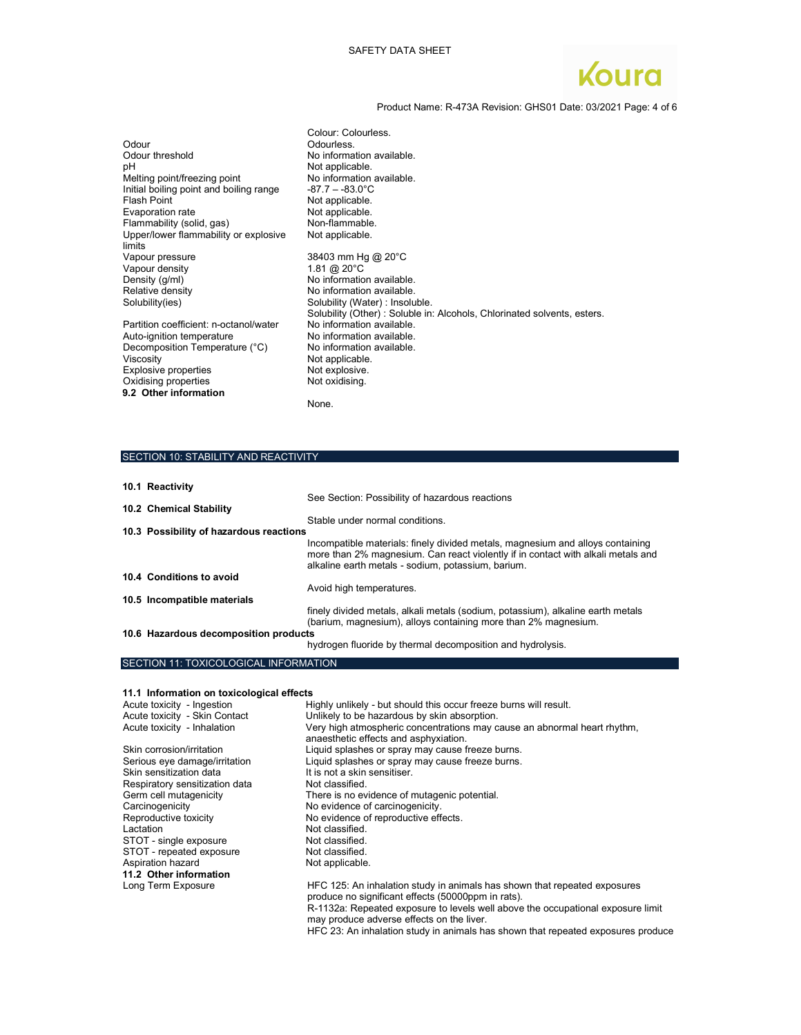| | |
|---|---|
| | Colour: Colourless. |
| Odour | Odourless. |
| Odour threshold | No information available. |
| pH | Not applicable. |
| Melting point/freezing point | No information available. |
| Initial boiling point and boiling range | -87.7 – -83.0°C |
| Flash Point | Not applicable. |
| Evaporation rate | Not applicable. |
| Flammability (solid, gas) | Non-flammable. |
| Upper/lower flammability or explosive limits | Not applicable. |
| Vapour pressure | 38403 mm Hg @ 20°C |
| Vapour density | 1.81 @ 20°C |
| Density (g/ml) | No information available. |
| Relative density | No information available. |
| Solubility(ies) | Solubility (Water) : Insoluble.<br>Solubility (Other) : Soluble in: Alcohols, Chlorinated solvents, esters. |
| Partition coefficient: n-octanol/water | No information available. |
| Auto-ignition temperature | No information available. |
| Decomposition Temperature (°C) | No information available. |
| Viscosity | Not applicable. |
| Explosive properties | Not explosive. |
| Oxidising properties | Not oxidising. |

**9.2 Other information**

None.

## SECTION 10: STABILITY AND REACTIVITY

**10.1 Reactivity**

See Section: Possibility of hazardous reactions

**10.2 Chemical Stability**

Stable under normal conditions.

**10.3 Possibility of hazardous reactions**

Incompatible materials: finely divided metals, magnesium and alloys containing more than 2% magnesium. Can react violently if in contact with alkali metals and alkaline earth metals - sodium, potassium, barium.

**10.4 Conditions to avoid**

Avoid high temperatures.

**10.5 Incompatible materials**

finely divided metals, alkali metals (sodium, potassium), alkaline earth metals (barium, magnesium), alloys containing more than 2% magnesium.

**10.6 Hazardous decomposition products**

hydrogen fluoride by thermal decomposition and hydrolysis.

## SECTION 11: TOXICOLOGICAL INFORMATION

**11.1 Information on toxicological effects**

| | |
|---|---|
| Acute toxicity - Ingestion | Highly unlikely - but should this occur freeze burns will result. |
| Acute toxicity - Skin Contact | Unlikely to be hazardous by skin absorption. |
| Acute toxicity - Inhalation | Very high atmospheric concentrations may cause an abnormal heart rhythm, anaesthetic effects and asphyxiation. |
| Skin corrosion/irritation | Liquid splashes or spray may cause freeze burns. |
| Serious eye damage/irritation | Liquid splashes or spray may cause freeze burns. |
| Skin sensitization data | It is not a skin sensitiser. |
| Respiratory sensitization data | Not classified. |
| Germ cell mutagenicity | There is no evidence of mutagenic potential. |
| Carcinogenicity | No evidence of carcinogenicity. |
| Reproductive toxicity | No evidence of reproductive effects. |
| Lactation | Not classified. |
| STOT - single exposure | Not classified. |
| STOT - repeated exposure | Not classified. |
| Aspiration hazard | Not applicable. |

**11.2 Other information**

| | |
|---|---|
| Long Term Exposure | HFC 125: An inhalation study in animals has shown that repeated exposures produce no significant effects (50000ppm in rats).<br>R-1132a: Repeated exposure to levels well above the occupational exposure limit may produce adverse effects on the liver.<br>HFC 23: An inhalation study in animals has shown that repeated exposures produce |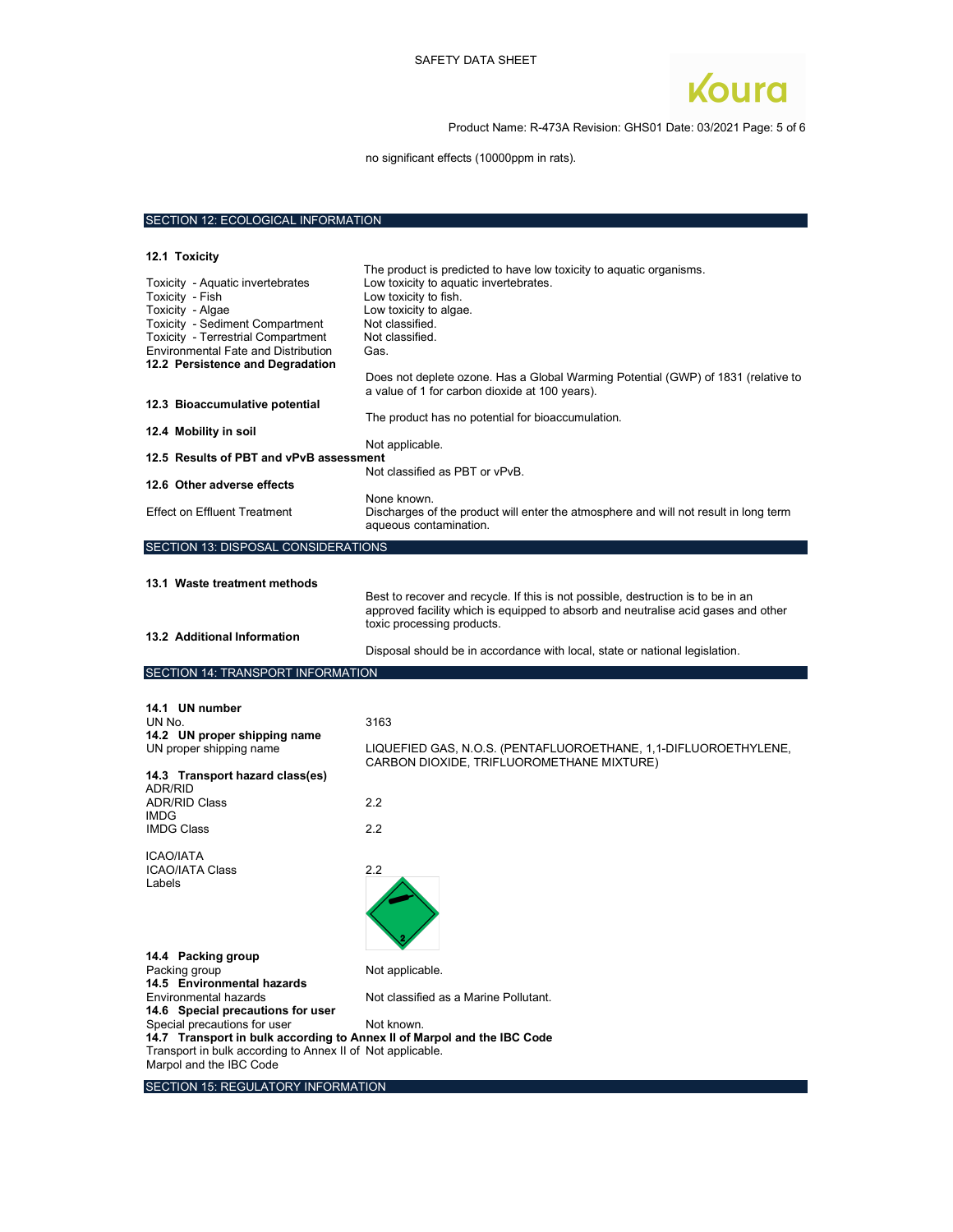no significant effects (10000ppm in rats).

## SECTION 12: ECOLOGICAL INFORMATION

### 12.1 Toxicity

The product is predicted to have low toxicity to aquatic organisms.

| | |
|---|---|
| Toxicity - Aquatic invertebrates | Low toxicity to aquatic invertebrates. |
| Toxicity - Fish | Low toxicity to fish. |
| Toxicity - Algae | Low toxicity to algae. |
| Toxicity - Sediment Compartment | Not classified. |
| Toxicity - Terrestrial Compartment | Not classified. |
| Environmental Fate and Distribution | Gas. |

### 12.2 Persistence and Degradation

Does not deplete ozone. Has a Global Warming Potential (GWP) of 1831 (relative to a value of 1 for carbon dioxide at 100 years).

### 12.3 Bioaccumulative potential

The product has no potential for bioaccumulation.

### 12.4 Mobility in soil

Not applicable.

### 12.5 Results of PBT and vPvB assessment

Not classified as PBT or vPvB.

### 12.6 Other adverse effects

None known.

Effect on Effluent Treatment: Discharges of the product will enter the atmosphere and will not result in long term aqueous contamination.

## SECTION 13: DISPOSAL CONSIDERATIONS

### 13.1 Waste treatment methods

Best to recover and recycle. If this is not possible, destruction is to be in an approved facility which is equipped to absorb and neutralise acid gases and other toxic processing products.

### 13.2 Additional Information

Disposal should be in accordance with local, state or national legislation.

## SECTION 14: TRANSPORT INFORMATION

### 14.1 UN number

UN No.: 3163

### 14.2 UN proper shipping name

UN proper shipping name: LIQUEFIED GAS, N.O.S. (PENTAFLUOROETHANE, 1,1-DIFLUOROETHYLENE, CARBON DIOXIDE, TRIFLUOROMETHANE MIXTURE)

### 14.3 Transport hazard class(es)

ADR/RID

ADR/RID Class: 2.2

IMDG

IMDG Class: 2.2

ICAO/IATA

ICAO/IATA Class: 2.2

Labels

### 14.4 Packing group

Packing group: Not applicable.

### 14.5 Environmental hazards

Environmental hazards: Not classified as a Marine Pollutant.

### 14.6 Special precautions for user

Special precautions for user: Not known.

### 14.7 Transport in bulk according to Annex II of Marpol and the IBC Code

Transport in bulk according to Annex II of Marpol and the IBC Code: Not applicable.

## SECTION 15: REGULATORY INFORMATION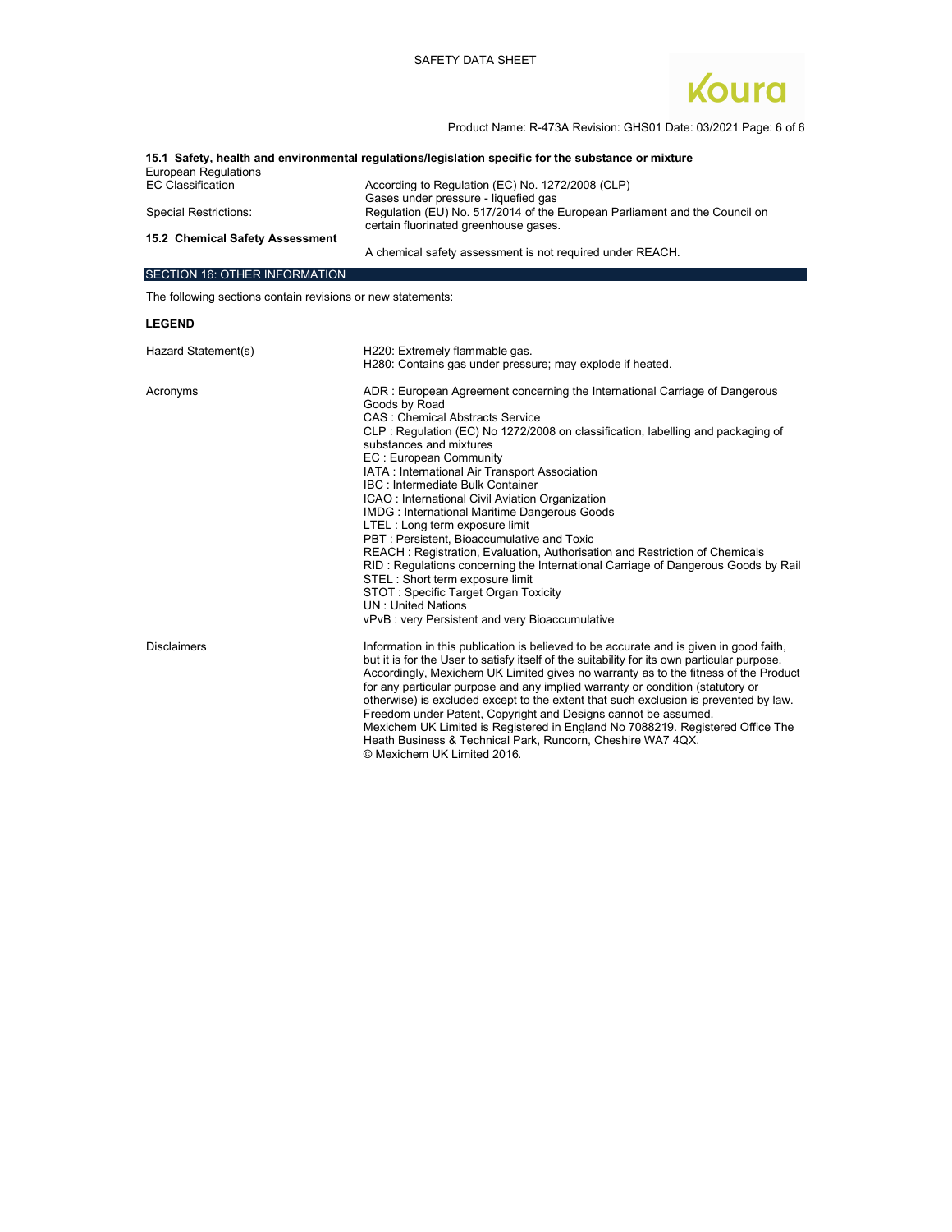### 15.1 Safety, health and environmental regulations/legislation specific for the substance or mixture

European Regulations

| | |
|---|---|
| EC Classification | According to Regulation (EC) No. 1272/2008 (CLP)<br>Gases under pressure - liquefied gas |
| Special Restrictions: | Regulation (EU) No. 517/2014 of the European Parliament and the Council on certain fluorinated greenhouse gases. |

### 15.2 Chemical Safety Assessment

A chemical safety assessment is not required under REACH.

## SECTION 16: OTHER INFORMATION

The following sections contain revisions or new statements:

**LEGEND**

| | |
|---|---|
| Hazard Statement(s) | H220: Extremely flammable gas.<br>H280: Contains gas under pressure; may explode if heated. |
| Acronyms | ADR : European Agreement concerning the International Carriage of Dangerous Goods by Road<br>CAS : Chemical Abstracts Service<br>CLP : Regulation (EC) No 1272/2008 on classification, labelling and packaging of substances and mixtures<br>EC : European Community<br>IATA : International Air Transport Association<br>IBC : Intermediate Bulk Container<br>ICAO : International Civil Aviation Organization<br>IMDG : International Maritime Dangerous Goods<br>LTEL : Long term exposure limit<br>PBT : Persistent, Bioaccumulative and Toxic<br>REACH : Registration, Evaluation, Authorisation and Restriction of Chemicals<br>RID : Regulations concerning the International Carriage of Dangerous Goods by Rail<br>STEL : Short term exposure limit<br>STOT : Specific Target Organ Toxicity<br>UN : United Nations<br>vPvB : very Persistent and very Bioaccumulative |
| Disclaimers | Information in this publication is believed to be accurate and is given in good faith, but it is for the User to satisfy itself of the suitability for its own particular purpose. Accordingly, Mexichem UK Limited gives no warranty as to the fitness of the Product for any particular purpose and any implied warranty or condition (statutory or otherwise) is excluded except to the extent that such exclusion is prevented by law. Freedom under Patent, Copyright and Designs cannot be assumed.<br>Mexichem UK Limited is Registered in England No 7088219. Registered Office The Heath Business & Technical Park, Runcorn, Cheshire WA7 4QX.<br>© Mexichem UK Limited 2016. |